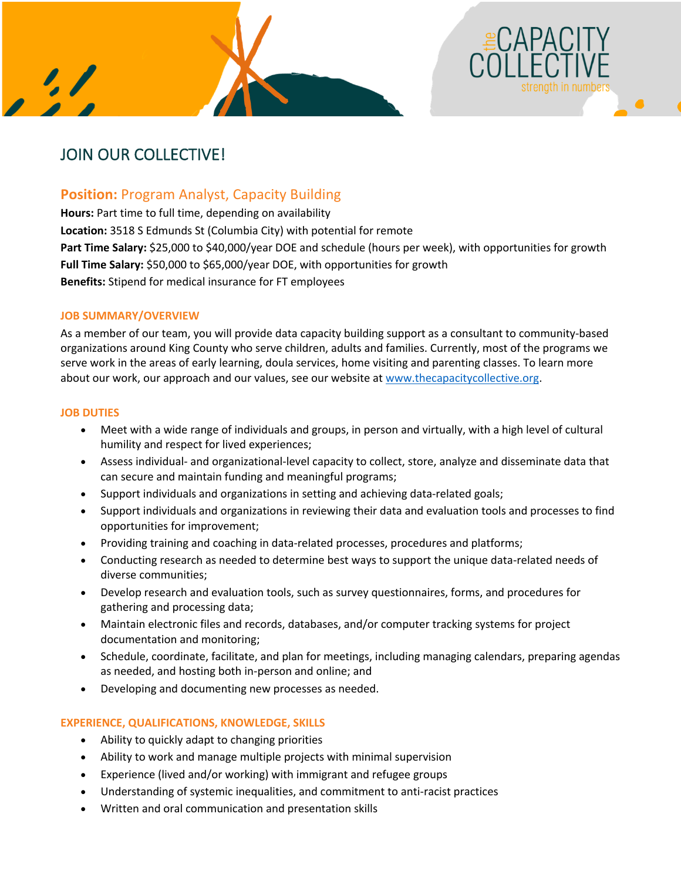the CAPACITY COLLECTIVE
strength in numbers

# JOIN OUR COLLECTIVE!

## Position: Program Analyst, Capacity Building

**Hours:** Part time to full time, depending on availability
**Location:** 3518 S Edmunds St (Columbia City) with potential for remote
**Part Time Salary:** $25,000 to $40,000/year DOE and schedule (hours per week), with opportunities for growth
**Full Time Salary:** $50,000 to $65,000/year DOE, with opportunities for growth
**Benefits:** Stipend for medical insurance for FT employees

### JOB SUMMARY/OVERVIEW

As a member of our team, you will provide data capacity building support as a consultant to community-based organizations around King County who serve children, adults and families. Currently, most of the programs we serve work in the areas of early learning, doula services, home visiting and parenting classes. To learn more about our work, our approach and our values, see our website at [www.thecapacitycollective.org](http://www.thecapacitycollective.org).

### JOB DUTIES

- Meet with a wide range of individuals and groups, in person and virtually, with a high level of cultural humility and respect for lived experiences;
- Assess individual- and organizational-level capacity to collect, store, analyze and disseminate data that can secure and maintain funding and meaningful programs;
- Support individuals and organizations in setting and achieving data-related goals;
- Support individuals and organizations in reviewing their data and evaluation tools and processes to find opportunities for improvement;
- Providing training and coaching in data-related processes, procedures and platforms;
- Conducting research as needed to determine best ways to support the unique data-related needs of diverse communities;
- Develop research and evaluation tools, such as survey questionnaires, forms, and procedures for gathering and processing data;
- Maintain electronic files and records, databases, and/or computer tracking systems for project documentation and monitoring;
- Schedule, coordinate, facilitate, and plan for meetings, including managing calendars, preparing agendas as needed, and hosting both in-person and online; and
- Developing and documenting new processes as needed.

### EXPERIENCE, QUALIFICATIONS, KNOWLEDGE, SKILLS

- Ability to quickly adapt to changing priorities
- Ability to work and manage multiple projects with minimal supervision
- Experience (lived and/or working) with immigrant and refugee groups
- Understanding of systemic inequalities, and commitment to anti-racist practices
- Written and oral communication and presentation skills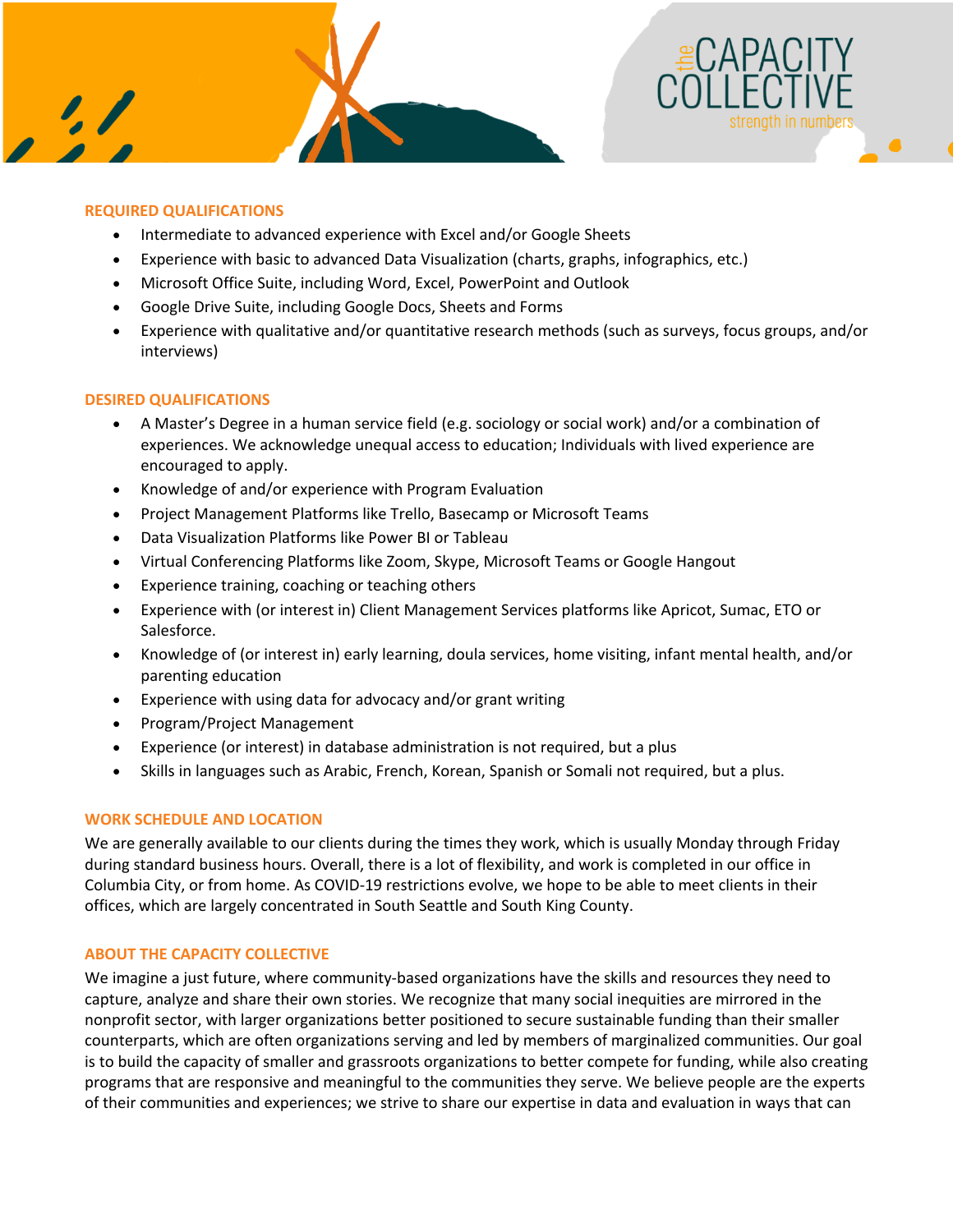## REQUIRED QUALIFICATIONS

- Intermediate to advanced experience with Excel and/or Google Sheets
- Experience with basic to advanced Data Visualization (charts, graphs, infographics, etc.)
- Microsoft Office Suite, including Word, Excel, PowerPoint and Outlook
- Google Drive Suite, including Google Docs, Sheets and Forms
- Experience with qualitative and/or quantitative research methods (such as surveys, focus groups, and/or interviews)

## DESIRED QUALIFICATIONS

- A Master's Degree in a human service field (e.g. sociology or social work) and/or a combination of experiences. We acknowledge unequal access to education; Individuals with lived experience are encouraged to apply.
- Knowledge of and/or experience with Program Evaluation
- Project Management Platforms like Trello, Basecamp or Microsoft Teams
- Data Visualization Platforms like Power BI or Tableau
- Virtual Conferencing Platforms like Zoom, Skype, Microsoft Teams or Google Hangout
- Experience training, coaching or teaching others
- Experience with (or interest in) Client Management Services platforms like Apricot, Sumac, ETO or Salesforce.
- Knowledge of (or interest in) early learning, doula services, home visiting, infant mental health, and/or parenting education
- Experience with using data for advocacy and/or grant writing
- Program/Project Management
- Experience (or interest) in database administration is not required, but a plus
- Skills in languages such as Arabic, French, Korean, Spanish or Somali not required, but a plus.

## WORK SCHEDULE AND LOCATION

We are generally available to our clients during the times they work, which is usually Monday through Friday during standard business hours. Overall, there is a lot of flexibility, and work is completed in our office in Columbia City, or from home. As COVID-19 restrictions evolve, we hope to be able to meet clients in their offices, which are largely concentrated in South Seattle and South King County.

## ABOUT THE CAPACITY COLLECTIVE

We imagine a just future, where community-based organizations have the skills and resources they need to capture, analyze and share their own stories. We recognize that many social inequities are mirrored in the nonprofit sector, with larger organizations better positioned to secure sustainable funding than their smaller counterparts, which are often organizations serving and led by members of marginalized communities. Our goal is to build the capacity of smaller and grassroots organizations to better compete for funding, while also creating programs that are responsive and meaningful to the communities they serve. We believe people are the experts of their communities and experiences; we strive to share our expertise in data and evaluation in ways that can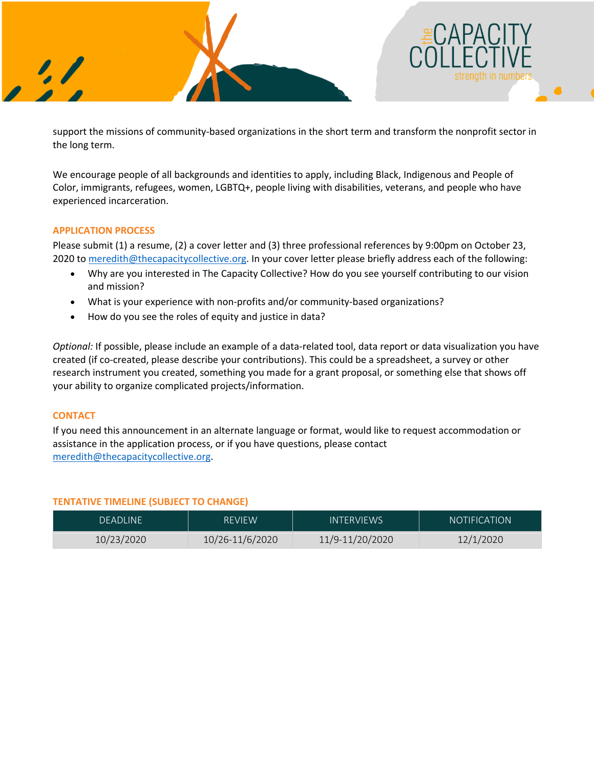support the missions of community-based organizations in the short term and transform the nonprofit sector in the long term.

We encourage people of all backgrounds and identities to apply, including Black, Indigenous and People of Color, immigrants, refugees, women, LGBTQ+, people living with disabilities, veterans, and people who have experienced incarceration.

## APPLICATION PROCESS

Please submit (1) a resume, (2) a cover letter and (3) three professional references by 9:00pm on October 23, 2020 to meredith@thecapacitycollective.org. In your cover letter please briefly address each of the following:

- Why are you interested in The Capacity Collective? How do you see yourself contributing to our vision and mission?
- What is your experience with non-profits and/or community-based organizations?
- How do you see the roles of equity and justice in data?

*Optional:* If possible, please include an example of a data-related tool, data report or data visualization you have created (if co-created, please describe your contributions). This could be a spreadsheet, a survey or other research instrument you created, something you made for a grant proposal, or something else that shows off your ability to organize complicated projects/information.

## CONTACT

If you need this announcement in an alternate language or format, would like to request accommodation or assistance in the application process, or if you have questions, please contact meredith@thecapacitycollective.org.

## TENTATIVE TIMELINE (SUBJECT TO CHANGE)

| DEADLINE | REVIEW | INTERVIEWS | NOTIFICATION |
|---|---|---|---|
| 10/23/2020 | 10/26-11/6/2020 | 11/9-11/20/2020 | 12/1/2020 |